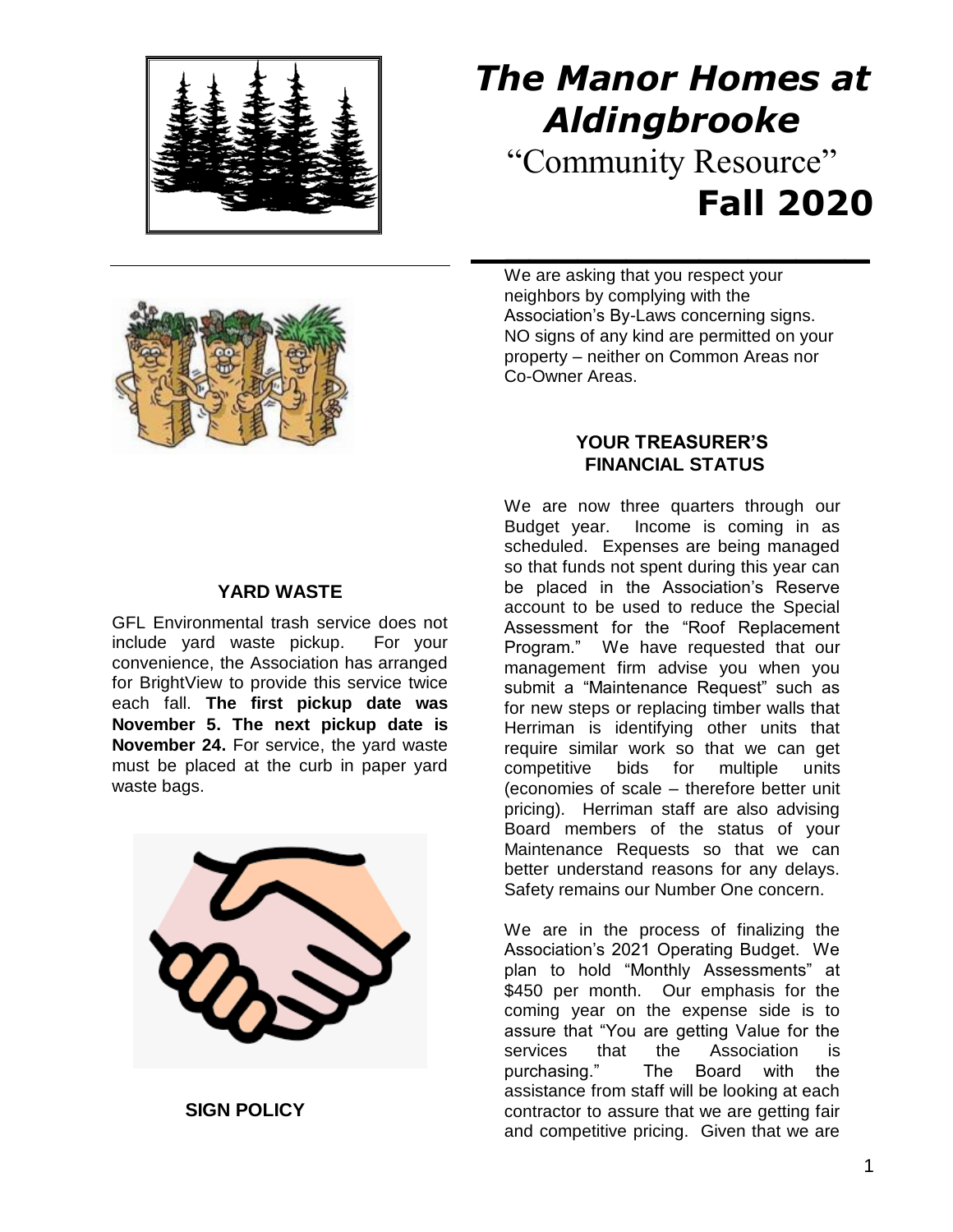# *The Manor Homes at Aldingbrooke*

## "Community Resource"

## Fall 2020

### YARD WASTE

GFL Environmental trash service does not include yard waste pickup. For your convenience, the Association has arranged for BrightView to provide this service twice each fall. **The first pickup date was November 5. The next pickup date is November 24.** For service, the yard waste must be placed at the curb in paper yard waste bags.

### SIGN POLICY

We are asking that you respect your neighbors by complying with the Association's By-Laws concerning signs. NO signs of any kind are permitted on your property – neither on Common Areas nor Co-Owner Areas.

### YOUR TREASURER'S FINANCIAL STATUS

We are now three quarters through our Budget year. Income is coming in as scheduled. Expenses are being managed so that funds not spent during this year can be placed in the Association's Reserve account to be used to reduce the Special Assessment for the "Roof Replacement Program." We have requested that our management firm advise you when you submit a "Maintenance Request" such as for new steps or replacing timber walls that Herriman is identifying other units that require similar work so that we can get competitive bids for multiple units (economies of scale – therefore better unit pricing). Herriman staff are also advising Board members of the status of your Maintenance Requests so that we can better understand reasons for any delays. Safety remains our Number One concern.

We are in the process of finalizing the Association's 2021 Operating Budget. We plan to hold "Monthly Assessments" at $450 per month. Our emphasis for the coming year on the expense side is to assure that "You are getting Value for the services that the Association is purchasing." The Board with the assistance from staff will be looking at each contractor to assure that we are getting fair and competitive pricing. Given that we are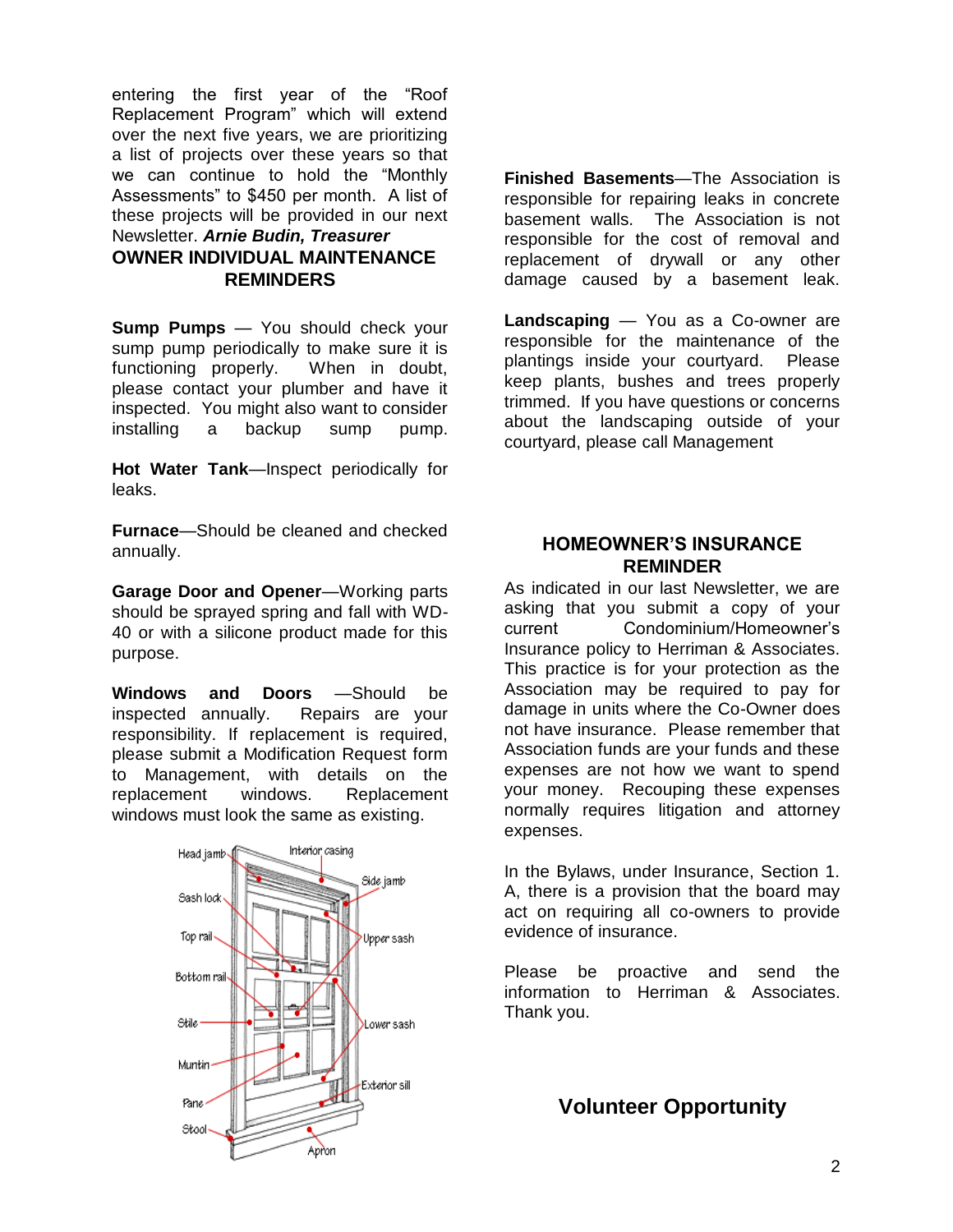entering the first year of the "Roof Replacement Program" which will extend over the next five years, we are prioritizing a list of projects over these years so that we can continue to hold the "Monthly Assessments" to $450 per month. A list of these projects will be provided in our next Newsletter. ***Arnie Budin, Treasurer***

## OWNER INDIVIDUAL MAINTENANCE REMINDERS

**Sump Pumps** — You should check your sump pump periodically to make sure it is functioning properly. When in doubt, please contact your plumber and have it inspected. You might also want to consider installing a backup sump pump.

**Hot Water Tank**—Inspect periodically for leaks.

**Furnace**—Should be cleaned and checked annually.

**Garage Door and Opener**—Working parts should be sprayed spring and fall with WD-40 or with a silicone product made for this purpose.

**Windows and Doors** —Should be inspected annually. Repairs are your responsibility. If replacement is required, please submit a Modification Request form to Management, with details on the replacement windows. Replacement windows must look the same as existing.

Head jamb, Interior casing, Side jamb, Sash lock, Top rail, Upper sash, Bottom rail, Stile, Lower sash, Muntin, Exterior sill, Pane, Stool, Apron

**Finished Basements**—The Association is responsible for repairing leaks in concrete basement walls. The Association is not responsible for the cost of removal and replacement of drywall or any other damage caused by a basement leak.

**Landscaping** — You as a Co-owner are responsible for the maintenance of the plantings inside your courtyard. Please keep plants, bushes and trees properly trimmed. If you have questions or concerns about the landscaping outside of your courtyard, please call Management

## HOMEOWNER'S INSURANCE REMINDER

As indicated in our last Newsletter, we are asking that you submit a copy of your current Condominium/Homeowner's Insurance policy to Herriman & Associates. This practice is for your protection as the Association may be required to pay for damage in units where the Co-Owner does not have insurance. Please remember that Association funds are your funds and these expenses are not how we want to spend your money. Recouping these expenses normally requires litigation and attorney expenses.

In the Bylaws, under Insurance, Section 1. A, there is a provision that the board may act on requiring all co-owners to provide evidence of insurance.

Please be proactive and send the information to Herriman & Associates. Thank you.

## Volunteer Opportunity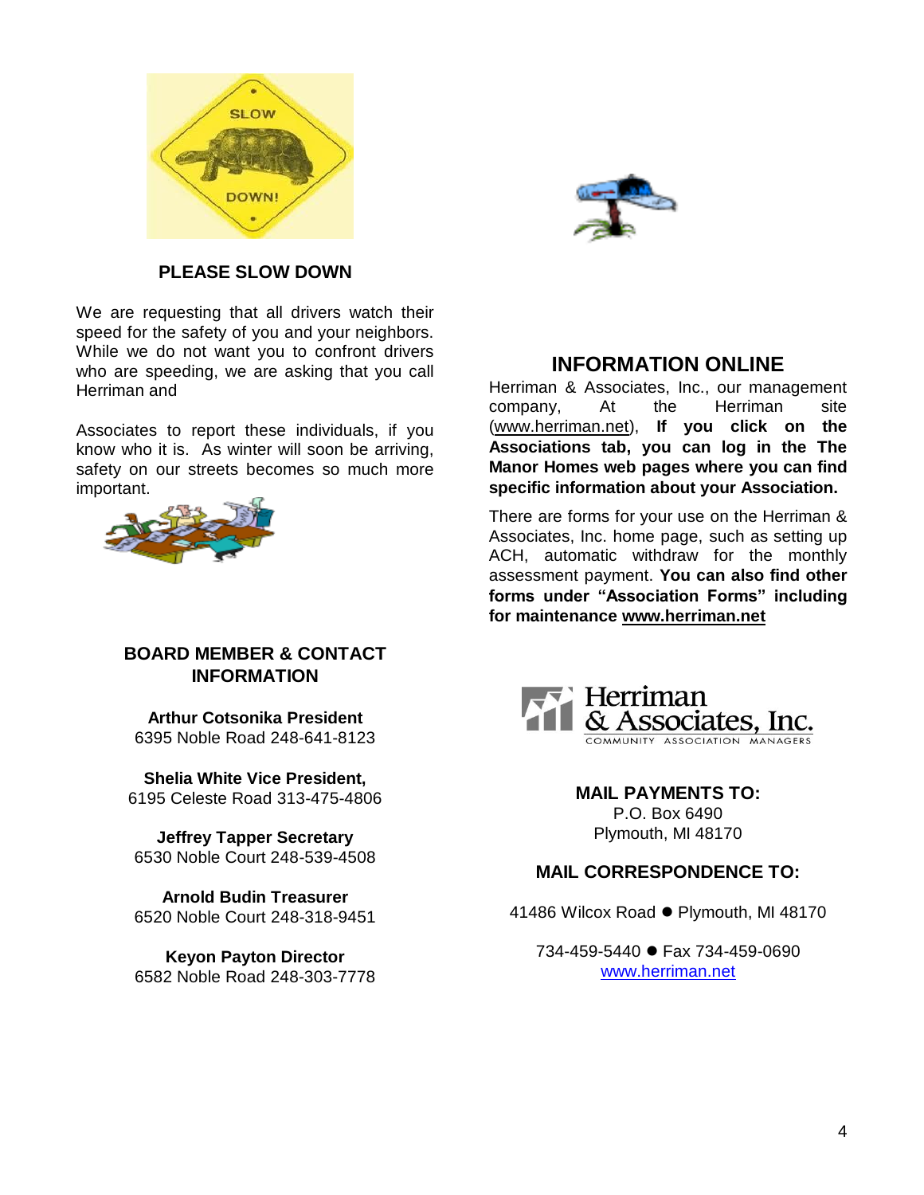## PLEASE SLOW DOWN

We are requesting that all drivers watch their speed for the safety of you and your neighbors. While we do not want you to confront drivers who are speeding, we are asking that you call Herriman and

Associates to report these individuals, if you know who it is. As winter will soon be arriving, safety on our streets becomes so much more important.

## BOARD MEMBER & CONTACT INFORMATION

**Arthur Cotsonika President**
6395 Noble Road 248-641-8123

**Shelia White Vice President,**
6195 Celeste Road 313-475-4806

**Jeffrey Tapper Secretary**
6530 Noble Court 248-539-4508

**Arnold Budin Treasurer**
6520 Noble Court 248-318-9451

**Keyon Payton Director**
6582 Noble Road 248-303-7778

## INFORMATION ONLINE

Herriman & Associates, Inc., our management company, At the Herriman site (www.herriman.net), **If you click on the Associations tab, you can log in the The Manor Homes web pages where you can find specific information about your Association.**

There are forms for your use on the Herriman & Associates, Inc. home page, such as setting up ACH, automatic withdraw for the monthly assessment payment. **You can also find other forms under "Association Forms" including for maintenance www.herriman.net**

Herriman & Associates, Inc.
COMMUNITY ASSOCIATION MANAGERS

**MAIL PAYMENTS TO:**
P.O. Box 6490
Plymouth, MI 48170

**MAIL CORRESPONDENCE TO:**

41486 Wilcox Road ● Plymouth, MI 48170

734-459-5440 ● Fax 734-459-0690
www.herriman.net